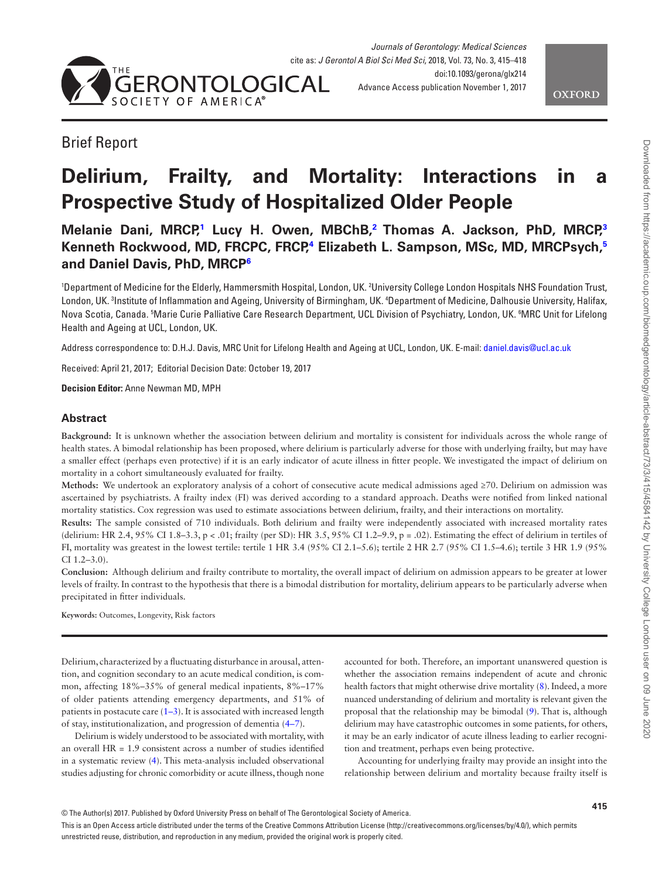Brief Report

# Delirium, Frailty, and Mortality: Interactions in a Prospective Study of Hospitalized Older People

**Melanie Dani, MRCP,[1] Lucy H. Owen, MBChB,[2] Thomas A. Jackson, PhD, MRCP,[3] Kenneth Rockwood, MD, FRCPC, FRCP,[4] Elizabeth L. Sampson, MSc, MD, MRCPsych,[5] and Daniel Davis, PhD, MRCP[6]**

[1]Department of Medicine for the Elderly, Hammersmith Hospital, London, UK. [2]University College London Hospitals NHS Foundation Trust, London, UK. [3]Institute of Inflammation and Ageing, University of Birmingham, UK. [4]Department of Medicine, Dalhousie University, Halifax, Nova Scotia, Canada. [5]Marie Curie Palliative Care Research Department, UCL Division of Psychiatry, London, UK. [6]MRC Unit for Lifelong Health and Ageing at UCL, London, UK.

Address correspondence to: D.H.J. Davis, MRC Unit for Lifelong Health and Ageing at UCL, London, UK. E-mail: daniel.davis@ucl.ac.uk

Received: April 21, 2017; Editorial Decision Date: October 19, 2017

**Decision Editor:** Anne Newman MD, MPH

## Abstract

**Background:** It is unknown whether the association between delirium and mortality is consistent for individuals across the whole range of health states. A bimodal relationship has been proposed, where delirium is particularly adverse for those with underlying frailty, but may have a smaller effect (perhaps even protective) if it is an early indicator of acute illness in fitter people. We investigated the impact of delirium on mortality in a cohort simultaneously evaluated for frailty.

**Methods:** We undertook an exploratory analysis of a cohort of consecutive acute medical admissions aged ≥70. Delirium on admission was ascertained by psychiatrists. A frailty index (FI) was derived according to a standard approach. Deaths were notified from linked national mortality statistics. Cox regression was used to estimate associations between delirium, frailty, and their interactions on mortality.

**Results:** The sample consisted of 710 individuals. Both delirium and frailty were independently associated with increased mortality rates (delirium: HR 2.4, 95% CI 1.8–3.3, $p < .01$; frailty (per SD): HR 3.5, 95% CI 1.2–9.9, $p = .02$). Estimating the effect of delirium in tertiles of FI, mortality was greatest in the lowest tertile: tertile 1 HR 3.4 (95% CI 2.1–5.6); tertile 2 HR 2.7 (95% CI 1.5–4.6); tertile 3 HR 1.9 (95% CI 1.2–3.0).

**Conclusion:** Although delirium and frailty contribute to mortality, the overall impact of delirium on admission appears to be greater at lower levels of frailty. In contrast to the hypothesis that there is a bimodal distribution for mortality, delirium appears to be particularly adverse when precipitated in fitter individuals.

**Keywords:** Outcomes, Longevity, Risk factors

Delirium, characterized by a fluctuating disturbance in arousal, attention, and cognition secondary to an acute medical condition, is common, affecting 18%–35% of general medical inpatients, 8%–17% of older patients attending emergency departments, and 51% of patients in postacute care (1–3). It is associated with increased length of stay, institutionalization, and progression of dementia (4–7).

Delirium is widely understood to be associated with mortality, with an overall HR = 1.9 consistent across a number of studies identified in a systematic review (4). This meta-analysis included observational studies adjusting for chronic comorbidity or acute illness, though none accounted for both. Therefore, an important unanswered question is whether the association remains independent of acute and chronic health factors that might otherwise drive mortality (8). Indeed, a more nuanced understanding of delirium and mortality is relevant given the proposal that the relationship may be bimodal (9). That is, although delirium may have catastrophic outcomes in some patients, for others, it may be an early indicator of acute illness leading to earlier recognition and treatment, perhaps even being protective.

Accounting for underlying frailty may provide an insight into the relationship between delirium and mortality because frailty itself is

© The Author(s) 2017. Published by Oxford University Press on behalf of The Gerontological Society of America.
This is an Open Access article distributed under the terms of the Creative Commons Attribution License (http://creativecommons.org/licenses/by/4.0/), which permits unrestricted reuse, distribution, and reproduction in any medium, provided the original work is properly cited.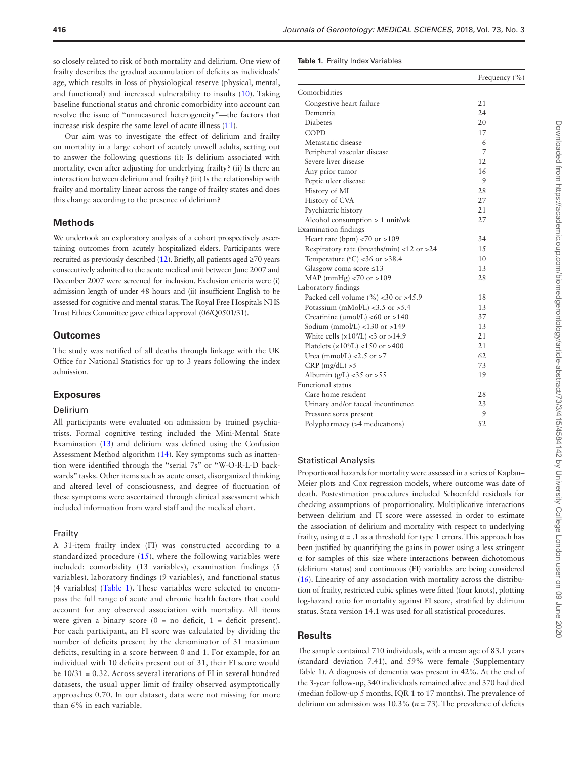so closely related to risk of both mortality and delirium. One view of frailty describes the gradual accumulation of deficits as individuals' age, which results in loss of physiological reserve (physical, mental, and functional) and increased vulnerability to insults (10). Taking baseline functional status and chronic comorbidity into account can resolve the issue of "unmeasured heterogeneity"—the factors that increase risk despite the same level of acute illness (11).

Our aim was to investigate the effect of delirium and frailty on mortality in a large cohort of acutely unwell adults, setting out to answer the following questions (i): Is delirium associated with mortality, even after adjusting for underlying frailty? (ii) Is there an interaction between delirium and frailty? (iii) Is the relationship with frailty and mortality linear across the range of frailty states and does this change according to the presence of delirium?

## Methods

We undertook an exploratory analysis of a cohort prospectively ascertaining outcomes from acutely hospitalized elders. Participants were recruited as previously described (12). Briefly, all patients aged ≥70 years consecutively admitted to the acute medical unit between June 2007 and December 2007 were screened for inclusion. Exclusion criteria were (i) admission length of under 48 hours and (ii) insufficient English to be assessed for cognitive and mental status. The Royal Free Hospitals NHS Trust Ethics Committee gave ethical approval (06/Q0501/31).

## Outcomes

The study was notified of all deaths through linkage with the UK Office for National Statistics for up to 3 years following the index admission.

## Exposures

### Delirium

All participants were evaluated on admission by trained psychiatrists. Formal cognitive testing included the Mini-Mental State Examination (13) and delirium was defined using the Confusion Assessment Method algorithm (14). Key symptoms such as inattention were identified through the "serial 7s" or "W-O-R-L-D backwards" tasks. Other items such as acute onset, disorganized thinking and altered level of consciousness, and degree of fluctuation of these symptoms were ascertained through clinical assessment which included information from ward staff and the medical chart.

### Frailty

A 31-item frailty index (FI) was constructed according to a standardized procedure (15), where the following variables were included: comorbidity (13 variables), examination findings (5 variables), laboratory findings (9 variables), and functional status (4 variables) (Table 1). These variables were selected to encompass the full range of acute and chronic health factors that could account for any observed association with mortality. All items were given a binary score (0 = no deficit, 1 = deficit present). For each participant, an FI score was calculated by dividing the number of deficits present by the denominator of 31 maximum deficits, resulting in a score between 0 and 1. For example, for an individual with 10 deficits present out of 31, their FI score would be 10/31 = 0.32. Across several iterations of FI in several hundred datasets, the usual upper limit of frailty observed asymptotically approaches 0.70. In our dataset, data were not missing for more than 6% in each variable.

**Table 1.** Frailty Index Variables

| | Frequency (%) |
|---|---|
| Comorbidities | |
| Congestive heart failure | 21 |
| Dementia | 24 |
| Diabetes | 20 |
| COPD | 17 |
| Metastatic disease | 6 |
| Peripheral vascular disease | 7 |
| Severe liver disease | 12 |
| Any prior tumor | 16 |
| Peptic ulcer disease | 9 |
| History of MI | 28 |
| History of CVA | 27 |
| Psychiatric history | 21 |
| Alcohol consumption > 1 unit/wk | 27 |
| Examination findings | |
| Heart rate (bpm) <70 or >109 | 34 |
| Respiratory rate (breaths/min) <12 or >24 | 15 |
| Temperature (°C) <36 or >38.4 | 10 |
| Glasgow coma score ≤13 | 13 |
| MAP (mmHg) <70 or >109 | 28 |
| Laboratory findings | |
| Packed cell volume (%) <30 or >45.9 | 18 |
| Potassium (mMol/L) <3.5 or >5.4 | 13 |
| Creatinine (μmol/L) <60 or >140 | 37 |
| Sodium (mmol/L) <130 or >149 | 13 |
| White cells ($\times 10^9$/L) <3 or >14.9 | 21 |
| Platelets ($\times 10^9$/L) <150 or >400 | 21 |
| Urea (mmol/L) <2.5 or >7 | 62 |
| CRP (mg/dL) >5 | 73 |
| Albumin (g/L) <35 or >55 | 19 |
| Functional status | |
| Care home resident | 28 |
| Urinary and/or faecal incontinence | 23 |
| Pressure sores present | 9 |
| Polypharmacy (>4 medications) | 52 |

### Statistical Analysis

Proportional hazards for mortality were assessed in a series of Kaplan–Meier plots and Cox regression models, where outcome was date of death. Postestimation procedures included Schoenfeld residuals for checking assumptions of proportionality. Multiplicative interactions between delirium and FI score were assessed in order to estimate the association of delirium and mortality with respect to underlying frailty, using $\alpha = .1$ as a threshold for type 1 errors. This approach has been justified by quantifying the gains in power using a less stringent $\alpha$ for samples of this size where interactions between dichotomous (delirium status) and continuous (FI) variables are being considered (16). Linearity of any association with mortality across the distribution of frailty, restricted cubic splines were fitted (four knots), plotting log-hazard ratio for mortality against FI score, stratified by delirium status. Stata version 14.1 was used for all statistical procedures.

## Results

The sample contained 710 individuals, with a mean age of 83.1 years (standard deviation 7.41), and 59% were female (Supplementary Table 1). A diagnosis of dementia was present in 42%. At the end of the 3-year follow-up, 340 individuals remained alive and 370 had died (median follow-up 5 months, IQR 1 to 17 months). The prevalence of delirium on admission was 10.3% ($n$ = 73). The prevalence of deficits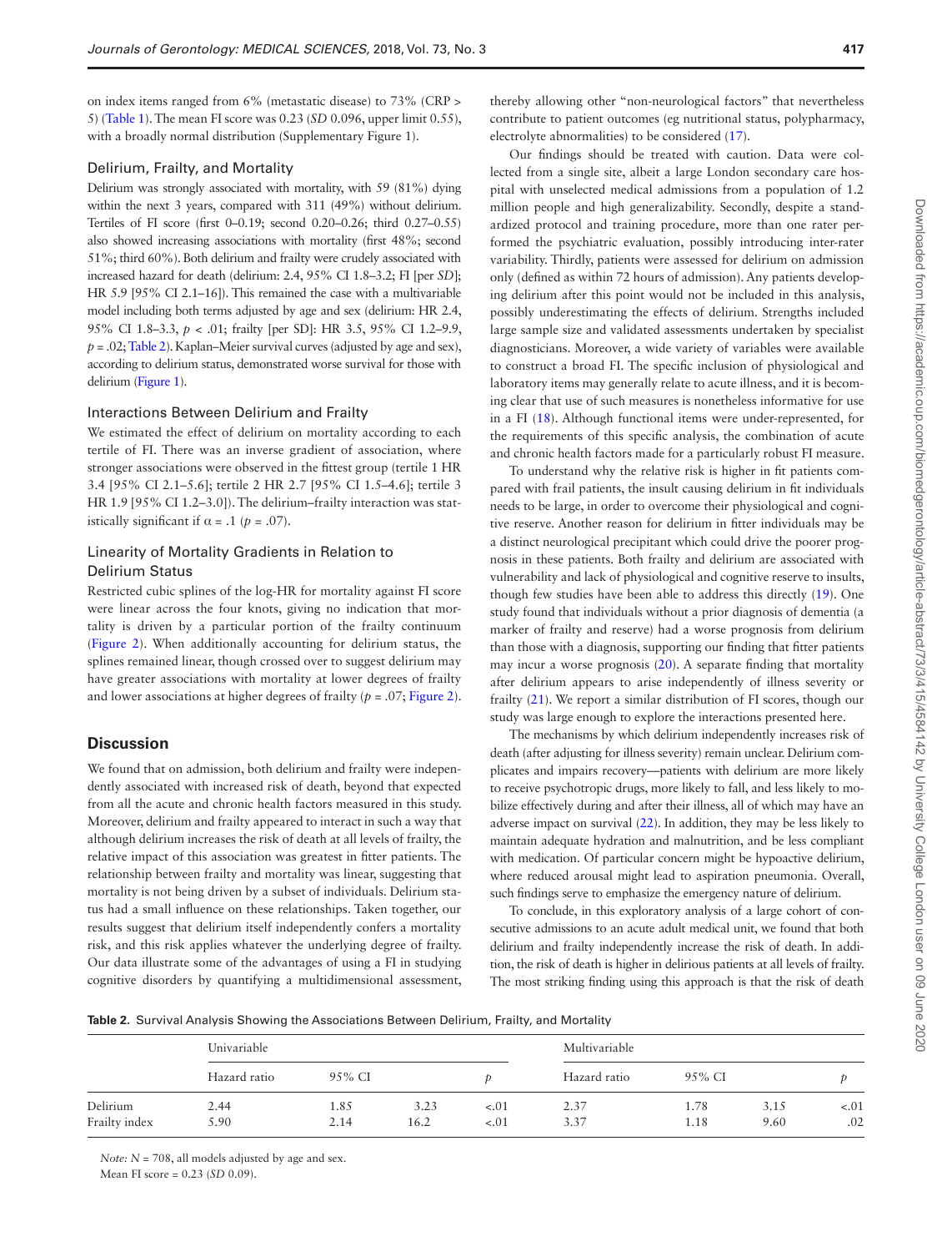on index items ranged from 6% (metastatic disease) to 73% (CRP > 5) (Table 1). The mean FI score was 0.23 (*SD* 0.096, upper limit 0.55), with a broadly normal distribution (Supplementary Figure 1).

### Delirium, Frailty, and Mortality

Delirium was strongly associated with mortality, with 59 (81%) dying within the next 3 years, compared with 311 (49%) without delirium. Tertiles of FI score (first 0–0.19; second 0.20–0.26; third 0.27–0.55) also showed increasing associations with mortality (first 48%; second 51%; third 60%). Both delirium and frailty were crudely associated with increased hazard for death (delirium: 2.4, 95% CI 1.8–3.2; FI [per *SD*]; HR 5.9 [95% CI 2.1–16]). This remained the case with a multivariable model including both terms adjusted by age and sex (delirium: HR 2.4, 95% CI 1.8–3.3, $p < .01$; frailty [per SD]: HR 3.5, 95% CI 1.2–9.9, $p = .02$; Table 2). Kaplan–Meier survival curves (adjusted by age and sex), according to delirium status, demonstrated worse survival for those with delirium (Figure 1).

### Interactions Between Delirium and Frailty

We estimated the effect of delirium on mortality according to each tertile of FI. There was an inverse gradient of association, where stronger associations were observed in the fittest group (tertile 1 HR 3.4 [95% CI 2.1–5.6]; tertile 2 HR 2.7 [95% CI 1.5–4.6]; tertile 3 HR 1.9 [95% CI 1.2–3.0]). The delirium–frailty interaction was statistically significant if $\alpha = .1$ ($p = .07$).

### Linearity of Mortality Gradients in Relation to Delirium Status

Restricted cubic splines of the log-HR for mortality against FI score were linear across the four knots, giving no indication that mortality is driven by a particular portion of the frailty continuum (Figure 2). When additionally accounting for delirium status, the splines remained linear, though crossed over to suggest delirium may have greater associations with mortality at lower degrees of frailty and lower associations at higher degrees of frailty ($p = .07$; Figure 2).

## Discussion

We found that on admission, both delirium and frailty were independently associated with increased risk of death, beyond that expected from all the acute and chronic health factors measured in this study. Moreover, delirium and frailty appeared to interact in such a way that although delirium increases the risk of death at all levels of frailty, the relative impact of this association was greatest in fitter patients. The relationship between frailty and mortality was linear, suggesting that mortality is not being driven by a subset of individuals. Delirium status had a small influence on these relationships. Taken together, our results suggest that delirium itself independently confers a mortality risk, and this risk applies whatever the underlying degree of frailty. Our data illustrate some of the advantages of using a FI in studying cognitive disorders by quantifying a multidimensional assessment, thereby allowing other "non-neurological factors" that nevertheless contribute to patient outcomes (eg nutritional status, polypharmacy, electrolyte abnormalities) to be considered (17).

Our findings should be treated with caution. Data were collected from a single site, albeit a large London secondary care hospital with unselected medical admissions from a population of 1.2 million people and high generalizability. Secondly, despite a standardized protocol and training procedure, more than one rater performed the psychiatric evaluation, possibly introducing inter-rater variability. Thirdly, patients were assessed for delirium on admission only (defined as within 72 hours of admission). Any patients developing delirium after this point would not be included in this analysis, possibly underestimating the effects of delirium. Strengths included large sample size and validated assessments undertaken by specialist diagnosticians. Moreover, a wide variety of variables were available to construct a broad FI. The specific inclusion of physiological and laboratory items may generally relate to acute illness, and it is becoming clear that use of such measures is nonetheless informative for use in a FI (18). Although functional items were under-represented, for the requirements of this specific analysis, the combination of acute and chronic health factors made for a particularly robust FI measure.

To understand why the relative risk is higher in fit patients compared with frail patients, the insult causing delirium in fit individuals needs to be large, in order to overcome their physiological and cognitive reserve. Another reason for delirium in fitter individuals may be a distinct neurological precipitant which could drive the poorer prognosis in these patients. Both frailty and delirium are associated with vulnerability and lack of physiological and cognitive reserve to insults, though few studies have been able to address this directly (19). One study found that individuals without a prior diagnosis of dementia (a marker of frailty and reserve) had a worse prognosis from delirium than those with a diagnosis, supporting our finding that fitter patients may incur a worse prognosis (20). A separate finding that mortality after delirium appears to arise independently of illness severity or frailty (21). We report a similar distribution of FI scores, though our study was large enough to explore the interactions presented here.

The mechanisms by which delirium independently increases risk of death (after adjusting for illness severity) remain unclear. Delirium complicates and impairs recovery—patients with delirium are more likely to receive psychotropic drugs, more likely to fall, and less likely to mobilize effectively during and after their illness, all of which may have an adverse impact on survival (22). In addition, they may be less likely to maintain adequate hydration and malnutrition, and be less compliant with medication. Of particular concern might be hypoactive delirium, where reduced arousal might lead to aspiration pneumonia. Overall, such findings serve to emphasize the emergency nature of delirium.

To conclude, in this exploratory analysis of a large cohort of consecutive admissions to an acute adult medical unit, we found that both delirium and frailty independently increase the risk of death. In addition, the risk of death is higher in delirious patients at all levels of frailty. The most striking finding using this approach is that the risk of death

**Table 2.** Survival Analysis Showing the Associations Between Delirium, Frailty, and Mortality

| | Univariable | | | | Multivariable | | | |
|---|---|---|---|---|---|---|---|---|
| | Hazard ratio | 95% CI | | *p* | Hazard ratio | 95% CI | | *p* |
| Delirium | 2.44 | 1.85 | 3.23 | <.01 | 2.37 | 1.78 | 3.15 | <.01 |
| Frailty index | 5.90 | 2.14 | 16.2 | <.01 | 3.37 | 1.18 | 9.60 | .02 |

*Note:* $N = 708$, all models adjusted by age and sex.
Mean FI score = 0.23 (*SD* 0.09).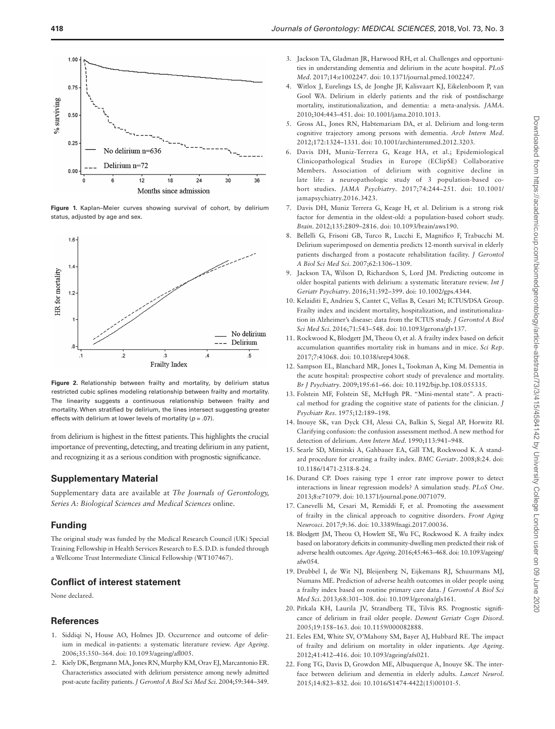1.00

0.75

0.50

0.25

0.00

% surviving

0 6 12 18 24 30 36

Months since admission

No delirium n=636

Delirium n=72

**Figure 1.** Kaplan–Meier curves showing survival of cohort, by delirium status, adjusted by age and sex.

1.6

1.4

1.2

1

.8

HR for mortality

.1 .2 .3 .4 .5

Frailty Index

No delirium

Delirium

**Figure 2.** Relationship between frailty and mortality, by delirium status restricted cubic splines modeling relationship between frailty and mortality. The linearity suggests a continuous relationship between frailty and mortality. When stratified by delirium, the lines intersect suggesting greater effects with delirium at lower levels of mortality ($p = .07$).

from delirium is highest in the fittest patients. This highlights the crucial importance of preventing, detecting, and treating delirium in any patient, and recognizing it as a serious condition with prognostic significance.

## Supplementary Material

Supplementary data are available at *The Journals of Gerontology, Series A: Biological Sciences and Medical Sciences* online.

## Funding

The original study was funded by the Medical Research Council (UK) Special Training Fellowship in Health Services Research to E.S. D.D. is funded through a Wellcome Trust Intermediate Clinical Fellowship (WT107467).

## Conflict of interest statement

None declared.

## References

1. Siddiqi N, House AO, Holmes JD. Occurrence and outcome of delirium in medical in-patients: a systematic literature review. *Age Ageing*. 2006;35:350–364. doi: 10.1093/ageing/afl005.
2. Kiely DK, Bergmann MA, Jones RN, Murphy KM, Orav EJ, Marcantonio ER. Characteristics associated with delirium persistence among newly admitted post-acute facility patients. *J Gerontol A Biol Sci Med Sci*. 2004;59:344–349.
3. Jackson TA, Gladman JR, Harwood RH, et al. Challenges and opportunities in understanding dementia and delirium in the acute hospital. *PLoS Med*. 2017;14:e1002247. doi: 10.1371/journal.pmed.1002247.
4. Witlox J, Eurelings LS, de Jonghe JF, Kalisvaart KJ, Eikelenboom P, van Gool WA. Delirium in elderly patients and the risk of postdischarge mortality, institutionalization, and dementia: a meta-analysis. *JAMA*. 2010;304:443–451. doi: 10.1001/jama.2010.1013.
5. Gross AL, Jones RN, Habtemariam DA, et al. Delirium and long-term cognitive trajectory among persons with dementia. *Arch Intern Med*. 2012;172:1324–1331. doi: 10.1001/archinternmed.2012.3203.
6. Davis DH, Muniz-Terrera G, Keage HA, et al.; Epidemiological Clinicopathological Studies in Europe (EClipSE) Collaborative Members. Association of delirium with cognitive decline in late life: a neuropathologic study of 3 population-based cohort studies. *JAMA Psychiatry*. 2017;74:244–251. doi: 10.1001/jamapsychiatry.2016.3423.
7. Davis DH, Muniz Terrera G, Keage H, et al. Delirium is a strong risk factor for dementia in the oldest-old: a population-based cohort study. *Brain*. 2012;135:2809–2816. doi: 10.1093/brain/aws190.
8. Bellelli G, Frisoni GB, Turco R, Lucchi E, Magnifico F, Trabucchi M. Delirium superimposed on dementia predicts 12-month survival in elderly patients discharged from a postacute rehabilitation facility. *J Gerontol A Biol Sci Med Sci*. 2007;62:1306–1309.
9. Jackson TA, Wilson D, Richardson S, Lord JM. Predicting outcome in older hospital patients with delirium: a systematic literature review. *Int J Geriatr Psychiatry*. 2016;31:392–399. doi: 10.1002/gps.4344.
10. Kelaiditi E, Andrieu S, Cantet C, Vellas B, Cesari M; ICTUS/DSA Group. Frailty index and incident mortality, hospitalization, and institutionalization in Alzheimer's disease: data from the ICTUS study. *J Gerontol A Biol Sci Med Sci*. 2016;71:543–548. doi: 10.1093/gerona/glv137.
11. Rockwood K, Blodgett JM, Theou O, et al. A frailty index based on deficit accumulation quantifies mortality risk in humans and in mice. *Sci Rep*. 2017;7:43068. doi: 10.1038/srep43068.
12. Sampson EL, Blanchard MR, Jones L, Tookman A, King M. Dementia in the acute hospital: prospective cohort study of prevalence and mortality. *Br J Psychiatry*. 2009;195:61–66. doi: 10.1192/bjp.bp.108.055335.
13. Folstein MF, Folstein SE, McHugh PR. "Mini-mental state". A practical method for grading the cognitive state of patients for the clinician. *J Psychiatr Res*. 1975;12:189–198.
14. Inouye SK, van Dyck CH, Alessi CA, Balkin S, Siegal AP, Horwitz RI. Clarifying confusion: the confusion assessment method. A new method for detection of delirium. *Ann Intern Med*. 1990;113:941–948.
15. Searle SD, Mitnitski A, Gahbauer EA, Gill TM, Rockwood K. A standard procedure for creating a frailty index. *BMC Geriatr*. 2008;8:24. doi: 10.1186/1471-2318-8-24.
16. Durand CP. Does raising type 1 error rate improve power to detect interactions in linear regression models? A simulation study. *PLoS One*. 2013;8:e71079. doi: 10.1371/journal.pone.0071079.
17. Canevelli M, Cesari M, Remiddi F, et al. Promoting the assessment of frailty in the clinical approach to cognitive disorders. *Front Aging Neurosci*. 2017;9:36. doi: 10.3389/fnagi.2017.00036.
18. Blodgett JM, Theou O, Howlett SE, Wu FC, Rockwood K. A frailty index based on laboratory deficits in community-dwelling men predicted their risk of adverse health outcomes. *Age Ageing*. 2016;45:463–468. doi: 10.1093/ageing/afw054.
19. Drubbel I, de Wit NJ, Bleijenberg N, Eijkemans RJ, Schuurmans MJ, Numans ME. Prediction of adverse health outcomes in older people using a frailty index based on routine primary care data. *J Gerontol A Biol Sci Med Sci*. 2013;68:301–308. doi: 10.1093/gerona/gls161.
20. Pitkala KH, Laurila JV, Strandberg TE, Tilvis RS. Prognostic significance of delirium in frail older people. *Dement Geriatr Cogn Disord*. 2005;19:158–163. doi: 10.1159/000082888.
21. Eeles EM, White SV, O'Mahony SM, Bayer AJ, Hubbard RE. The impact of frailty and delirium on mortality in older inpatients. *Age Ageing*. 2012;41:412–416. doi: 10.1093/ageing/afs021.
22. Fong TG, Davis D, Growdon ME, Albuquerque A, Inouye SK. The interface between delirium and dementia in elderly adults. *Lancet Neurol*. 2015;14:823–832. doi: 10.1016/S1474-4422(15)00101-5.